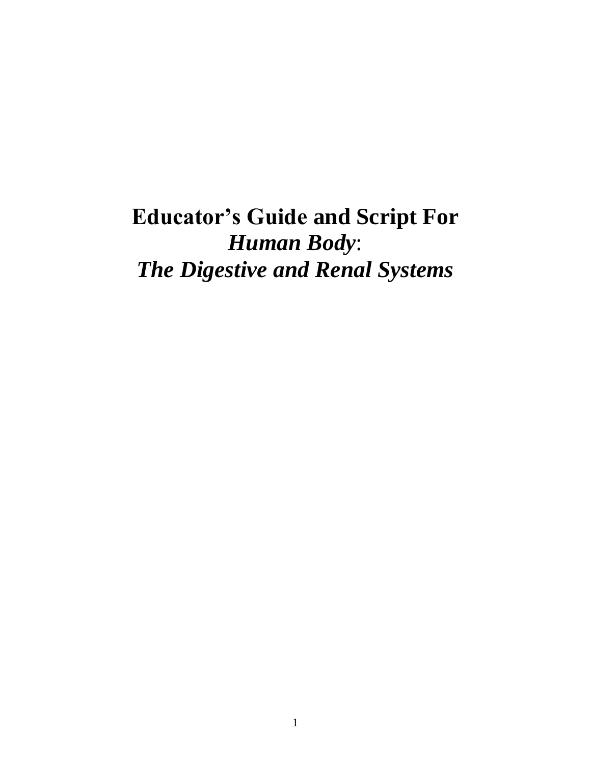# **Educator's Guide and Script For *Human Body*: *The Digestive and Renal Systems***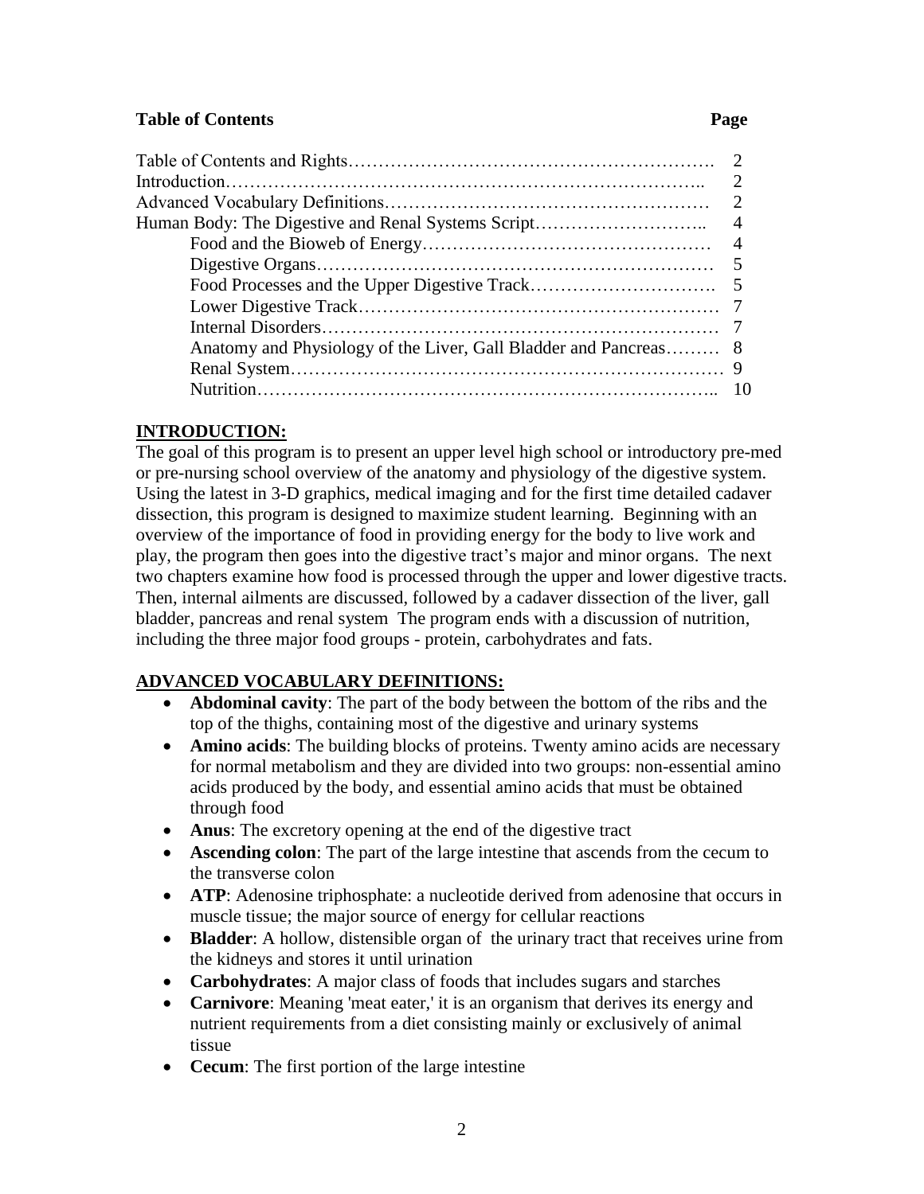**Table of Contents** **Page**

| | |
|---|---|
| Table of Contents and Rights | 2 |
| Introduction | 2 |
| Advanced Vocabulary Definitions | 2 |
| Human Body: The Digestive and Renal Systems Script | 4 |
| Food and the Bioweb of Energy | 4 |
| Digestive Organs | 5 |
| Food Processes and the Upper Digestive Track | 5 |
| Lower Digestive Track | 7 |
| Internal Disorders | 7 |
| Anatomy and Physiology of the Liver, Gall Bladder and Pancreas | 8 |
| Renal System | 9 |
| Nutrition | 10 |

## INTRODUCTION:

The goal of this program is to present an upper level high school or introductory pre-med or pre-nursing school overview of the anatomy and physiology of the digestive system. Using the latest in 3-D graphics, medical imaging and for the first time detailed cadaver dissection, this program is designed to maximize student learning. Beginning with an overview of the importance of food in providing energy for the body to live work and play, the program then goes into the digestive tract's major and minor organs. The next two chapters examine how food is processed through the upper and lower digestive tracts. Then, internal ailments are discussed, followed by a cadaver dissection of the liver, gall bladder, pancreas and renal system The program ends with a discussion of nutrition, including the three major food groups - protein, carbohydrates and fats.

## ADVANCED VOCABULARY DEFINITIONS:

- **Abdominal cavity**: The part of the body between the bottom of the ribs and the top of the thighs, containing most of the digestive and urinary systems
- **Amino acids**: The building blocks of proteins. Twenty amino acids are necessary for normal metabolism and they are divided into two groups: non-essential amino acids produced by the body, and essential amino acids that must be obtained through food
- **Anus**: The excretory opening at the end of the digestive tract
- **Ascending colon**: The part of the large intestine that ascends from the cecum to the transverse colon
- **ATP**: Adenosine triphosphate: a nucleotide derived from adenosine that occurs in muscle tissue; the major source of energy for cellular reactions
- **Bladder**: A hollow, distensible organ of the urinary tract that receives urine from the kidneys and stores it until urination
- **Carbohydrates**: A major class of foods that includes sugars and starches
- **Carnivore**: Meaning 'meat eater,' it is an organism that derives its energy and nutrient requirements from a diet consisting mainly or exclusively of animal tissue
- **Cecum**: The first portion of the large intestine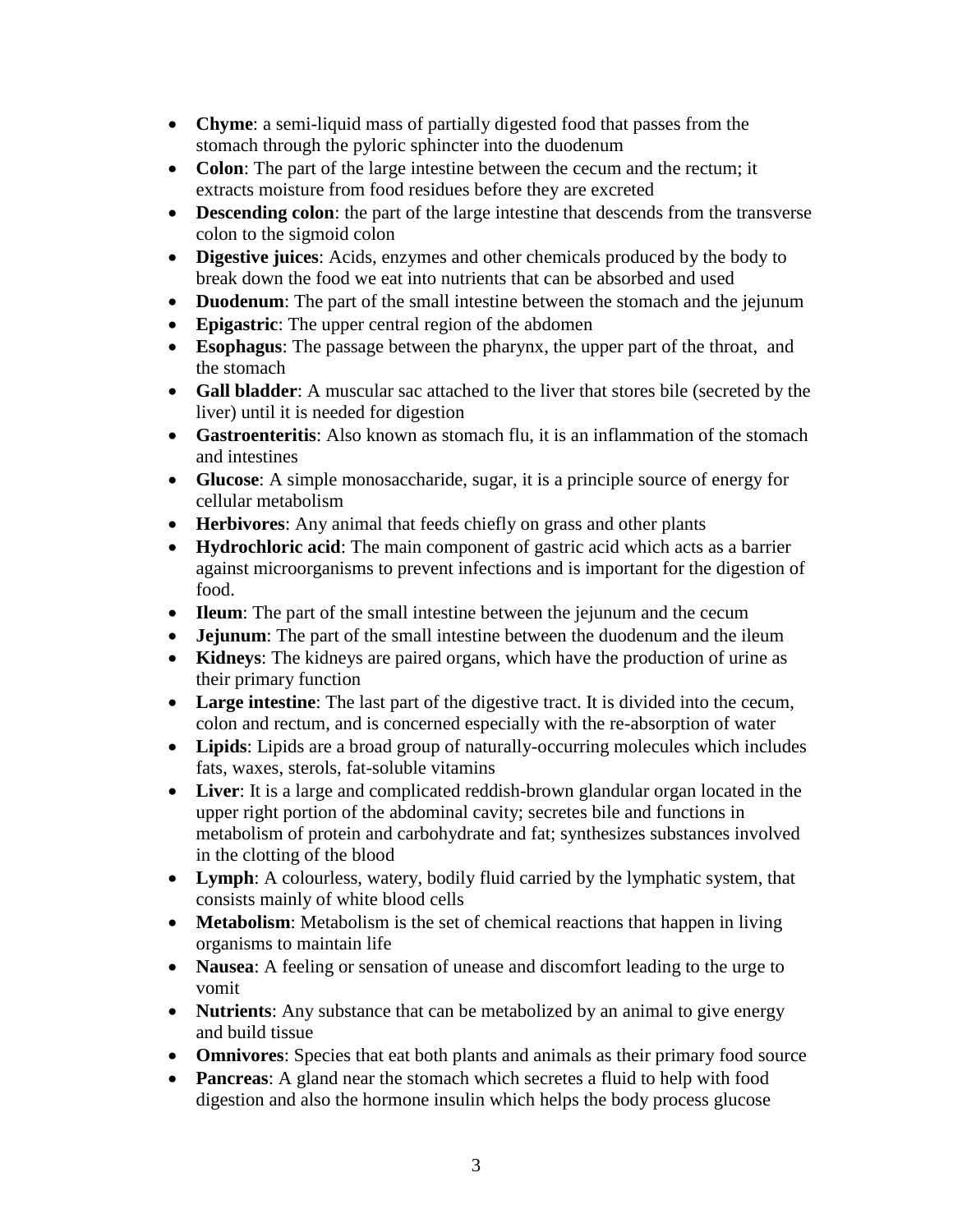- **Chyme**: a semi-liquid mass of partially digested food that passes from the stomach through the pyloric sphincter into the duodenum
- **Colon**: The part of the large intestine between the cecum and the rectum; it extracts moisture from food residues before they are excreted
- **Descending colon**: the part of the large intestine that descends from the transverse colon to the sigmoid colon
- **Digestive juices**: Acids, enzymes and other chemicals produced by the body to break down the food we eat into nutrients that can be absorbed and used
- **Duodenum**: The part of the small intestine between the stomach and the jejunum
- **Epigastric**: The upper central region of the abdomen
- **Esophagus**: The passage between the pharynx, the upper part of the throat, and the stomach
- **Gall bladder**: A muscular sac attached to the liver that stores bile (secreted by the liver) until it is needed for digestion
- **Gastroenteritis**: Also known as stomach flu, it is an inflammation of the stomach and intestines
- **Glucose**: A simple monosaccharide, sugar, it is a principle source of energy for cellular metabolism
- **Herbivores**: Any animal that feeds chiefly on grass and other plants
- **Hydrochloric acid**: The main component of gastric acid which acts as a barrier against microorganisms to prevent infections and is important for the digestion of food.
- **Ileum**: The part of the small intestine between the jejunum and the cecum
- **Jejunum**: The part of the small intestine between the duodenum and the ileum
- **Kidneys**: The kidneys are paired organs, which have the production of urine as their primary function
- **Large intestine**: The last part of the digestive tract. It is divided into the cecum, colon and rectum, and is concerned especially with the re-absorption of water
- **Lipids**: Lipids are a broad group of naturally-occurring molecules which includes fats, waxes, sterols, fat-soluble vitamins
- **Liver**: It is a large and complicated reddish-brown glandular organ located in the upper right portion of the abdominal cavity; secretes bile and functions in metabolism of protein and carbohydrate and fat; synthesizes substances involved in the clotting of the blood
- **Lymph**: A colourless, watery, bodily fluid carried by the lymphatic system, that consists mainly of white blood cells
- **Metabolism**: Metabolism is the set of chemical reactions that happen in living organisms to maintain life
- **Nausea**: A feeling or sensation of unease and discomfort leading to the urge to vomit
- **Nutrients**: Any substance that can be metabolized by an animal to give energy and build tissue
- **Omnivores**: Species that eat both plants and animals as their primary food source
- **Pancreas**: A gland near the stomach which secretes a fluid to help with food digestion and also the hormone insulin which helps the body process glucose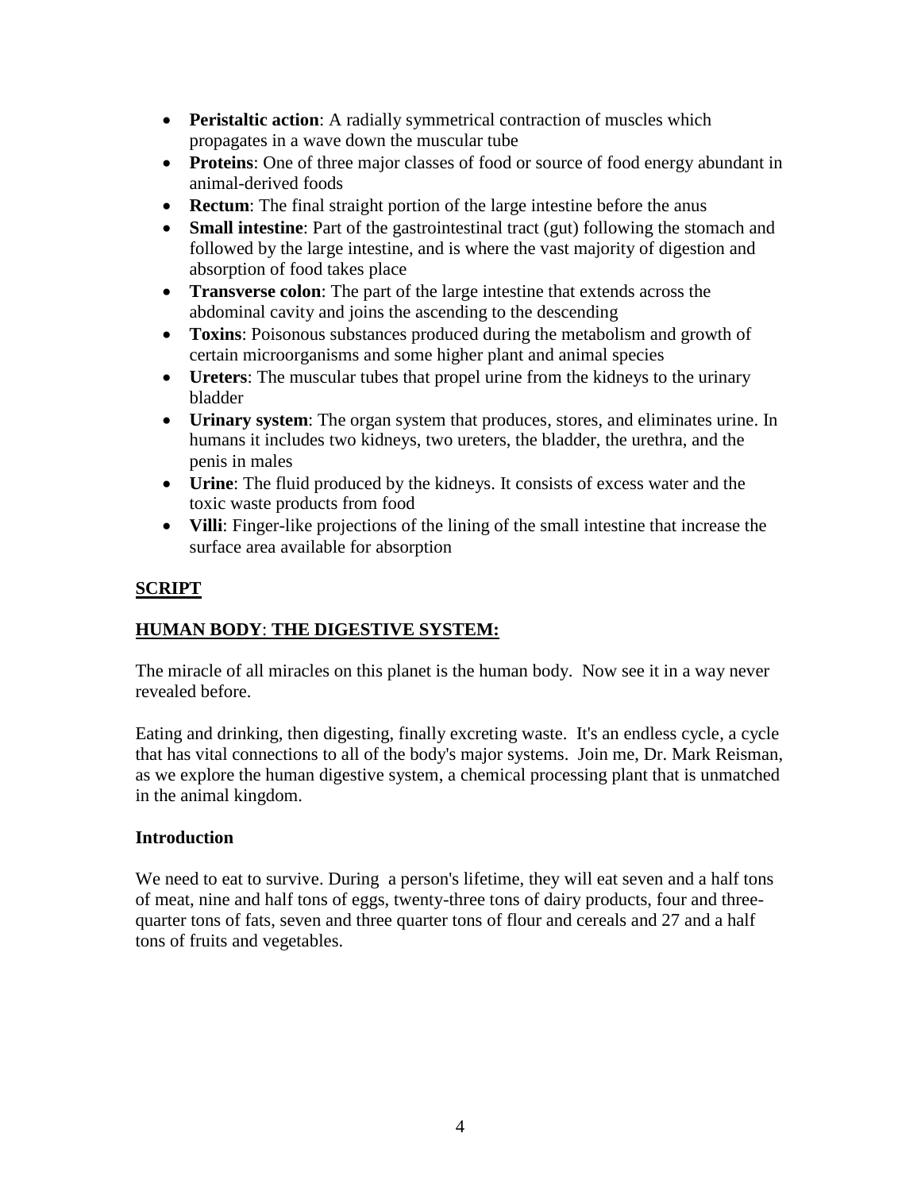- **Peristaltic action**: A radially symmetrical contraction of muscles which propagates in a wave down the muscular tube
- **Proteins**: One of three major classes of food or source of food energy abundant in animal-derived foods
- **Rectum**: The final straight portion of the large intestine before the anus
- **Small intestine**: Part of the gastrointestinal tract (gut) following the stomach and followed by the large intestine, and is where the vast majority of digestion and absorption of food takes place
- **Transverse colon**: The part of the large intestine that extends across the abdominal cavity and joins the ascending to the descending
- **Toxins**: Poisonous substances produced during the metabolism and growth of certain microorganisms and some higher plant and animal species
- **Ureters**: The muscular tubes that propel urine from the kidneys to the urinary bladder
- **Urinary system**: The organ system that produces, stores, and eliminates urine. In humans it includes two kidneys, two ureters, the bladder, the urethra, and the penis in males
- **Urine**: The fluid produced by the kidneys. It consists of excess water and the toxic waste products from food
- **Villi**: Finger-like projections of the lining of the small intestine that increase the surface area available for absorption

## SCRIPT

## HUMAN BODY: THE DIGESTIVE SYSTEM:

The miracle of all miracles on this planet is the human body. Now see it in a way never revealed before.

Eating and drinking, then digesting, finally excreting waste. It's an endless cycle, a cycle that has vital connections to all of the body's major systems. Join me, Dr. Mark Reisman, as we explore the human digestive system, a chemical processing plant that is unmatched in the animal kingdom.

### Introduction

We need to eat to survive. During a person's lifetime, they will eat seven and a half tons of meat, nine and half tons of eggs, twenty-three tons of dairy products, four and three-quarter tons of fats, seven and three quarter tons of flour and cereals and 27 and a half tons of fruits and vegetables.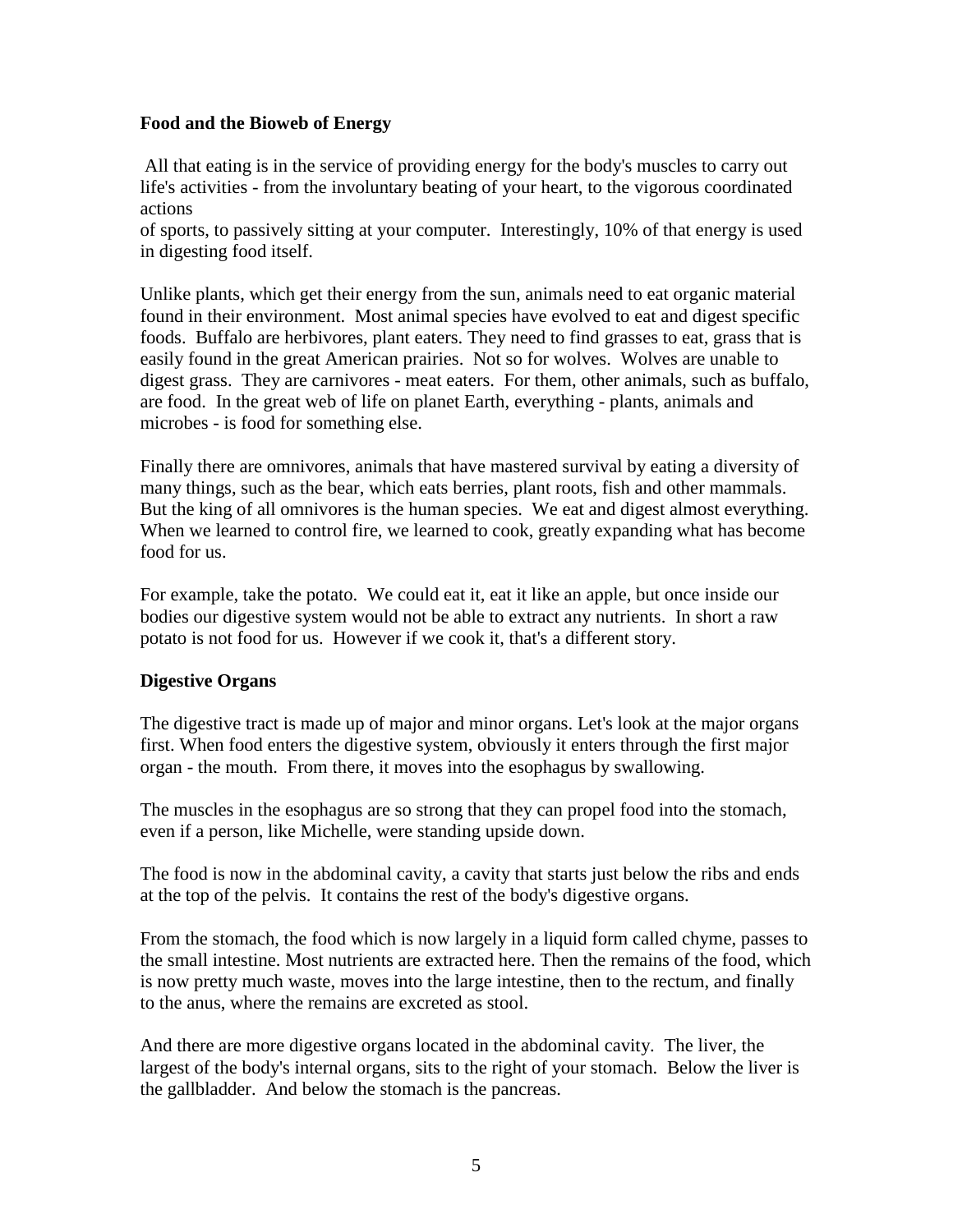**Food and the Bioweb of Energy**

All that eating is in the service of providing energy for the body's muscles to carry out life's activities - from the involuntary beating of your heart, to the vigorous coordinated actions of sports, to passively sitting at your computer. Interestingly, 10% of that energy is used in digesting food itself.

Unlike plants, which get their energy from the sun, animals need to eat organic material found in their environment. Most animal species have evolved to eat and digest specific foods. Buffalo are herbivores, plant eaters. They need to find grasses to eat, grass that is easily found in the great American prairies. Not so for wolves. Wolves are unable to digest grass. They are carnivores - meat eaters. For them, other animals, such as buffalo, are food. In the great web of life on planet Earth, everything - plants, animals and microbes - is food for something else.

Finally there are omnivores, animals that have mastered survival by eating a diversity of many things, such as the bear, which eats berries, plant roots, fish and other mammals. But the king of all omnivores is the human species. We eat and digest almost everything. When we learned to control fire, we learned to cook, greatly expanding what has become food for us.

For example, take the potato. We could eat it, eat it like an apple, but once inside our bodies our digestive system would not be able to extract any nutrients. In short a raw potato is not food for us. However if we cook it, that's a different story.

**Digestive Organs**

The digestive tract is made up of major and minor organs. Let's look at the major organs first. When food enters the digestive system, obviously it enters through the first major organ - the mouth. From there, it moves into the esophagus by swallowing.

The muscles in the esophagus are so strong that they can propel food into the stomach, even if a person, like Michelle, were standing upside down.

The food is now in the abdominal cavity, a cavity that starts just below the ribs and ends at the top of the pelvis. It contains the rest of the body's digestive organs.

From the stomach, the food which is now largely in a liquid form called chyme, passes to the small intestine. Most nutrients are extracted here. Then the remains of the food, which is now pretty much waste, moves into the large intestine, then to the rectum, and finally to the anus, where the remains are excreted as stool.

And there are more digestive organs located in the abdominal cavity. The liver, the largest of the body's internal organs, sits to the right of your stomach. Below the liver is the gallbladder. And below the stomach is the pancreas.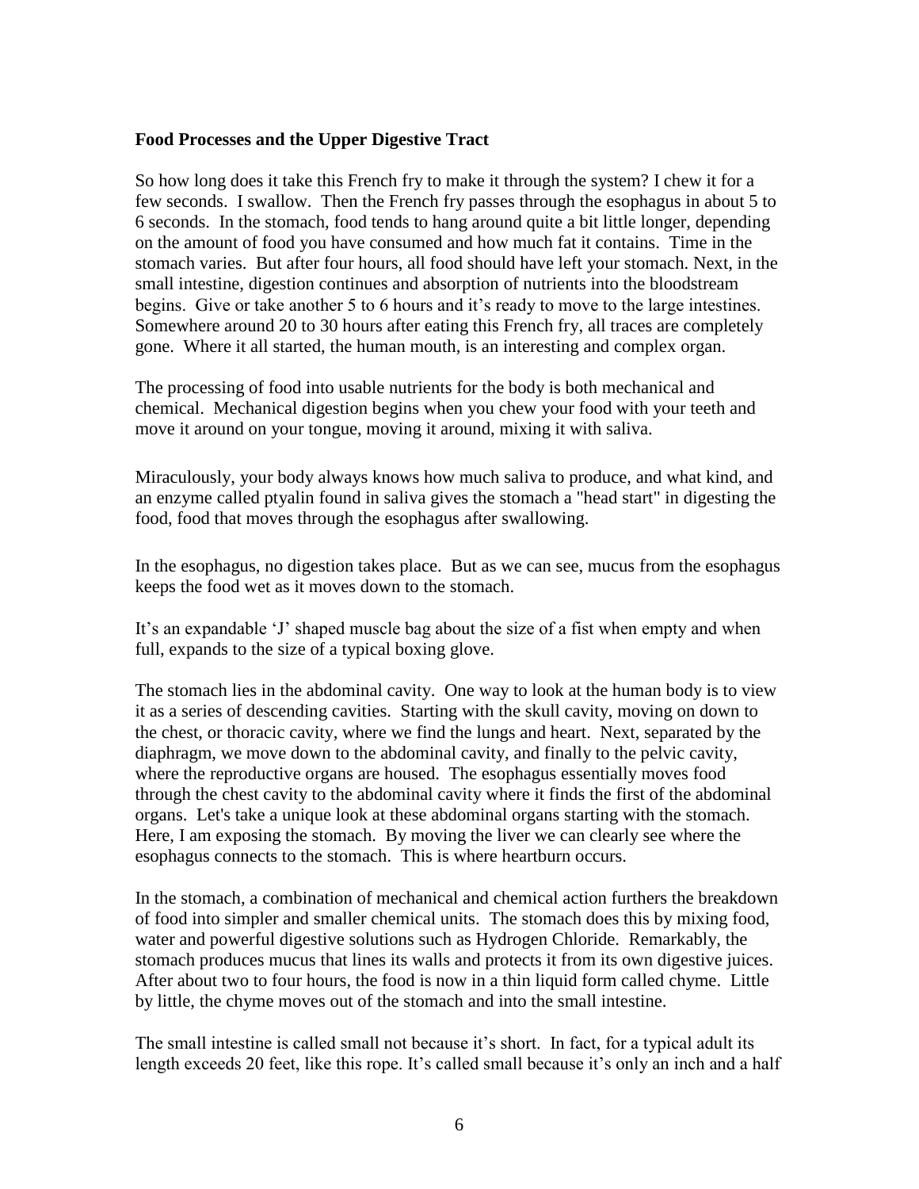**Food Processes and the Upper Digestive Tract**

So how long does it take this French fry to make it through the system? I chew it for a few seconds. I swallow. Then the French fry passes through the esophagus in about 5 to 6 seconds. In the stomach, food tends to hang around quite a bit little longer, depending on the amount of food you have consumed and how much fat it contains. Time in the stomach varies. But after four hours, all food should have left your stomach. Next, in the small intestine, digestion continues and absorption of nutrients into the bloodstream begins. Give or take another 5 to 6 hours and it's ready to move to the large intestines. Somewhere around 20 to 30 hours after eating this French fry, all traces are completely gone. Where it all started, the human mouth, is an interesting and complex organ.

The processing of food into usable nutrients for the body is both mechanical and chemical. Mechanical digestion begins when you chew your food with your teeth and move it around on your tongue, moving it around, mixing it with saliva.

Miraculously, your body always knows how much saliva to produce, and what kind, and an enzyme called ptyalin found in saliva gives the stomach a "head start" in digesting the food, food that moves through the esophagus after swallowing.

In the esophagus, no digestion takes place. But as we can see, mucus from the esophagus keeps the food wet as it moves down to the stomach.

It's an expandable 'J' shaped muscle bag about the size of a fist when empty and when full, expands to the size of a typical boxing glove.

The stomach lies in the abdominal cavity. One way to look at the human body is to view it as a series of descending cavities. Starting with the skull cavity, moving on down to the chest, or thoracic cavity, where we find the lungs and heart. Next, separated by the diaphragm, we move down to the abdominal cavity, and finally to the pelvic cavity, where the reproductive organs are housed. The esophagus essentially moves food through the chest cavity to the abdominal cavity where it finds the first of the abdominal organs. Let's take a unique look at these abdominal organs starting with the stomach. Here, I am exposing the stomach. By moving the liver we can clearly see where the esophagus connects to the stomach. This is where heartburn occurs.

In the stomach, a combination of mechanical and chemical action furthers the breakdown of food into simpler and smaller chemical units. The stomach does this by mixing food, water and powerful digestive solutions such as Hydrogen Chloride. Remarkably, the stomach produces mucus that lines its walls and protects it from its own digestive juices. After about two to four hours, the food is now in a thin liquid form called chyme. Little by little, the chyme moves out of the stomach and into the small intestine.

The small intestine is called small not because it's short. In fact, for a typical adult its length exceeds 20 feet, like this rope. It's called small because it's only an inch and a half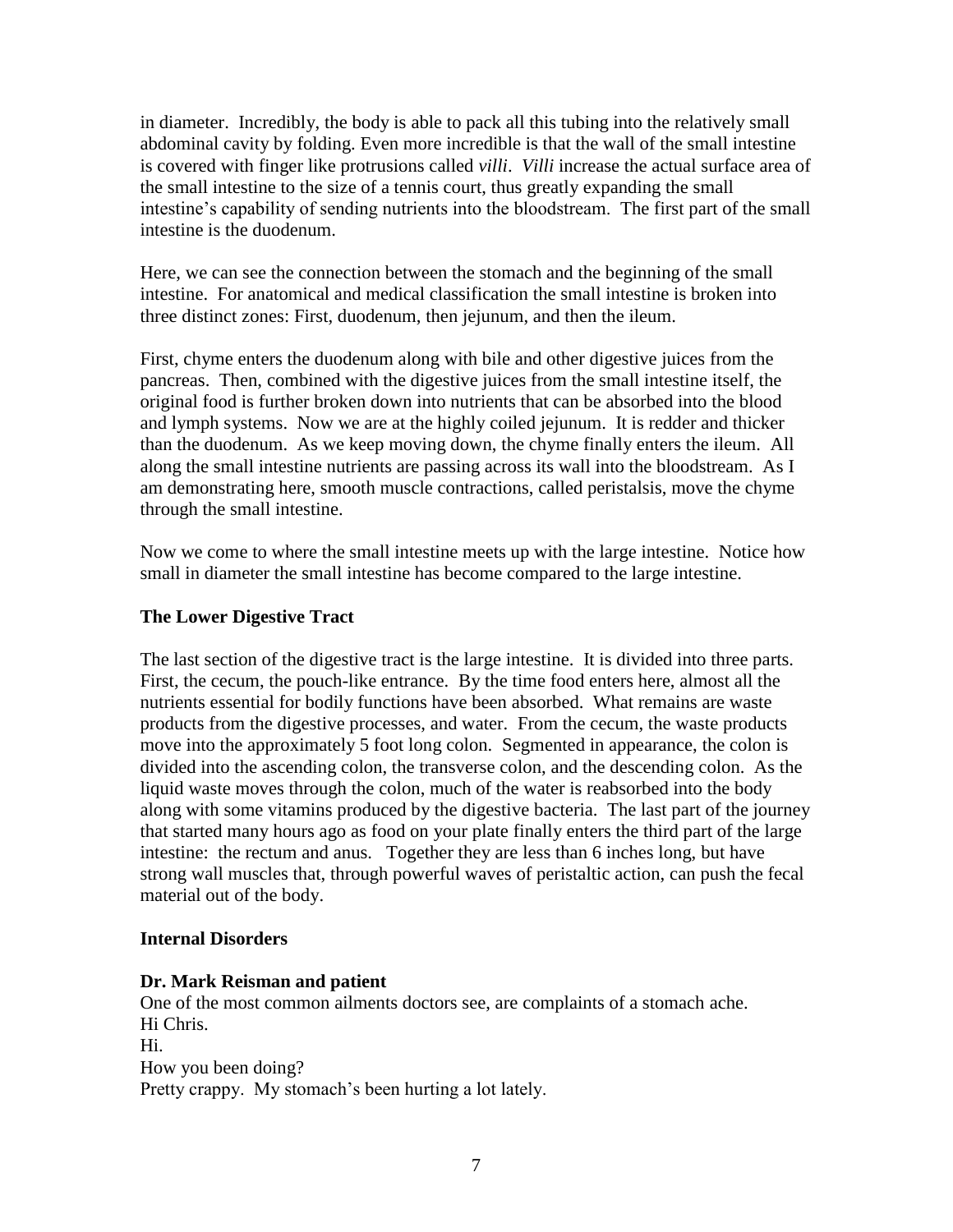in diameter. Incredibly, the body is able to pack all this tubing into the relatively small abdominal cavity by folding. Even more incredible is that the wall of the small intestine is covered with finger like protrusions called *villi*. *Villi* increase the actual surface area of the small intestine to the size of a tennis court, thus greatly expanding the small intestine's capability of sending nutrients into the bloodstream. The first part of the small intestine is the duodenum.

Here, we can see the connection between the stomach and the beginning of the small intestine. For anatomical and medical classification the small intestine is broken into three distinct zones: First, duodenum, then jejunum, and then the ileum.

First, chyme enters the duodenum along with bile and other digestive juices from the pancreas. Then, combined with the digestive juices from the small intestine itself, the original food is further broken down into nutrients that can be absorbed into the blood and lymph systems. Now we are at the highly coiled jejunum. It is redder and thicker than the duodenum. As we keep moving down, the chyme finally enters the ileum. All along the small intestine nutrients are passing across its wall into the bloodstream. As I am demonstrating here, smooth muscle contractions, called peristalsis, move the chyme through the small intestine.

Now we come to where the small intestine meets up with the large intestine. Notice how small in diameter the small intestine has become compared to the large intestine.

### The Lower Digestive Tract

The last section of the digestive tract is the large intestine. It is divided into three parts. First, the cecum, the pouch-like entrance. By the time food enters here, almost all the nutrients essential for bodily functions have been absorbed. What remains are waste products from the digestive processes, and water. From the cecum, the waste products move into the approximately 5 foot long colon. Segmented in appearance, the colon is divided into the ascending colon, the transverse colon, and the descending colon. As the liquid waste moves through the colon, much of the water is reabsorbed into the body along with some vitamins produced by the digestive bacteria. The last part of the journey that started many hours ago as food on your plate finally enters the third part of the large intestine: the rectum and anus. Together they are less than 6 inches long, but have strong wall muscles that, through powerful waves of peristaltic action, can push the fecal material out of the body.

### Internal Disorders

**Dr. Mark Reisman and patient**

One of the most common ailments doctors see, are complaints of a stomach ache.
Hi Chris.
Hi.
How you been doing?
Pretty crappy. My stomach's been hurting a lot lately.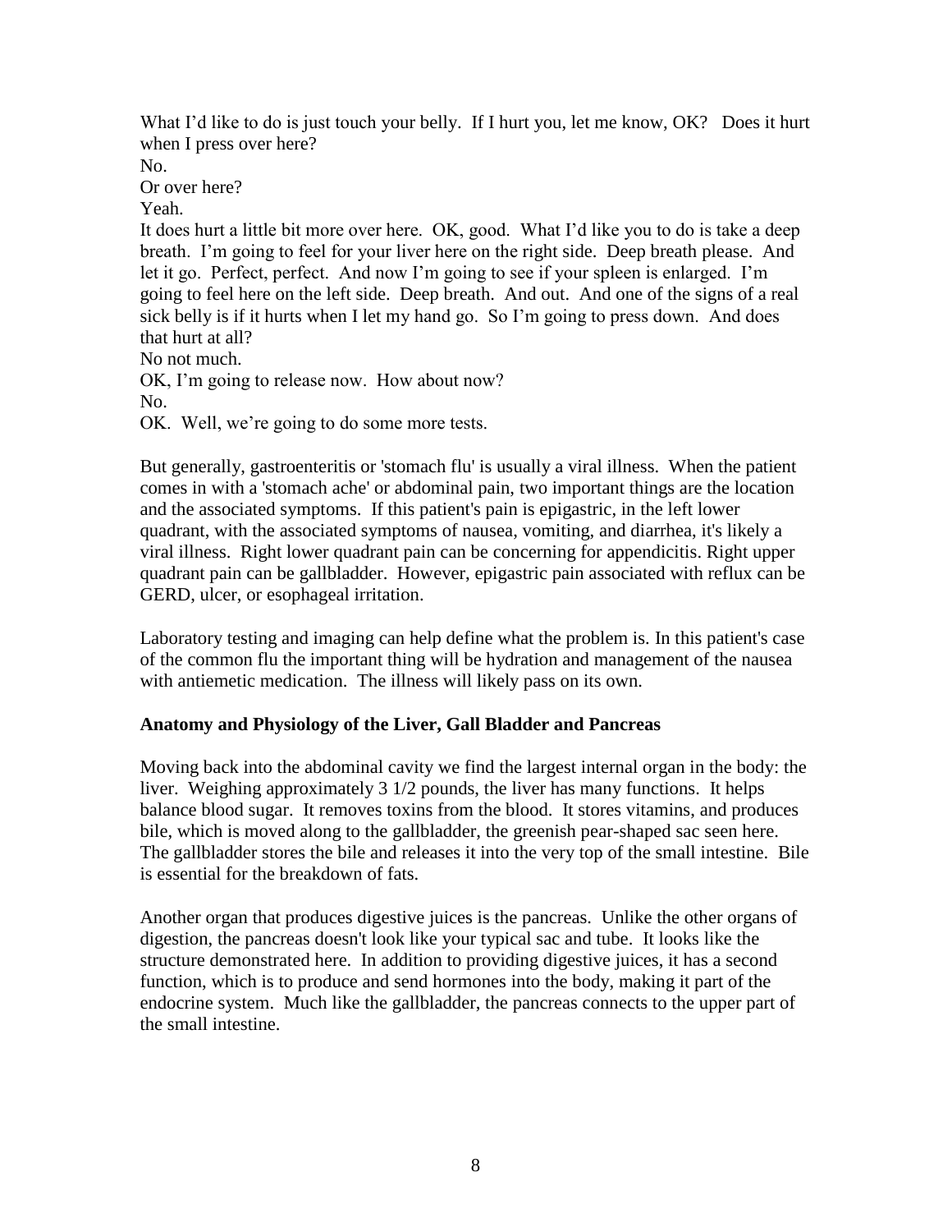What I'd like to do is just touch your belly. If I hurt you, let me know, OK? Does it hurt when I press over here?
No.
Or over here?
Yeah.
It does hurt a little bit more over here. OK, good. What I'd like you to do is take a deep breath. I'm going to feel for your liver here on the right side. Deep breath please. And let it go. Perfect, perfect. And now I'm going to see if your spleen is enlarged. I'm going to feel here on the left side. Deep breath. And out. And one of the signs of a real sick belly is if it hurts when I let my hand go. So I'm going to press down. And does that hurt at all?
No not much.
OK, I'm going to release now. How about now?
No.
OK. Well, we're going to do some more tests.

But generally, gastroenteritis or 'stomach flu' is usually a viral illness. When the patient comes in with a 'stomach ache' or abdominal pain, two important things are the location and the associated symptoms. If this patient's pain is epigastric, in the left lower quadrant, with the associated symptoms of nausea, vomiting, and diarrhea, it's likely a viral illness. Right lower quadrant pain can be concerning for appendicitis. Right upper quadrant pain can be gallbladder. However, epigastric pain associated with reflux can be GERD, ulcer, or esophageal irritation.

Laboratory testing and imaging can help define what the problem is. In this patient's case of the common flu the important thing will be hydration and management of the nausea with antiemetic medication. The illness will likely pass on its own.

**Anatomy and Physiology of the Liver, Gall Bladder and Pancreas**

Moving back into the abdominal cavity we find the largest internal organ in the body: the liver. Weighing approximately 3 1/2 pounds, the liver has many functions. It helps balance blood sugar. It removes toxins from the blood. It stores vitamins, and produces bile, which is moved along to the gallbladder, the greenish pear-shaped sac seen here. The gallbladder stores the bile and releases it into the very top of the small intestine. Bile is essential for the breakdown of fats.

Another organ that produces digestive juices is the pancreas. Unlike the other organs of digestion, the pancreas doesn't look like your typical sac and tube. It looks like the structure demonstrated here. In addition to providing digestive juices, it has a second function, which is to produce and send hormones into the body, making it part of the endocrine system. Much like the gallbladder, the pancreas connects to the upper part of the small intestine.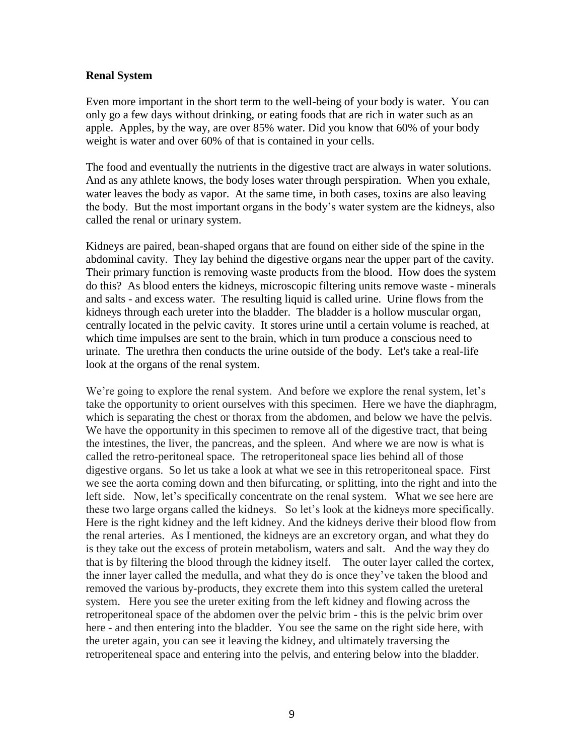**Renal System**

Even more important in the short term to the well-being of your body is water. You can only go a few days without drinking, or eating foods that are rich in water such as an apple. Apples, by the way, are over 85% water. Did you know that 60% of your body weight is water and over 60% of that is contained in your cells.

The food and eventually the nutrients in the digestive tract are always in water solutions. And as any athlete knows, the body loses water through perspiration. When you exhale, water leaves the body as vapor. At the same time, in both cases, toxins are also leaving the body. But the most important organs in the body's water system are the kidneys, also called the renal or urinary system.

Kidneys are paired, bean-shaped organs that are found on either side of the spine in the abdominal cavity. They lay behind the digestive organs near the upper part of the cavity. Their primary function is removing waste products from the blood. How does the system do this? As blood enters the kidneys, microscopic filtering units remove waste - minerals and salts - and excess water. The resulting liquid is called urine. Urine flows from the kidneys through each ureter into the bladder. The bladder is a hollow muscular organ, centrally located in the pelvic cavity. It stores urine until a certain volume is reached, at which time impulses are sent to the brain, which in turn produce a conscious need to urinate. The urethra then conducts the urine outside of the body. Let's take a real-life look at the organs of the renal system.

We're going to explore the renal system. And before we explore the renal system, let's take the opportunity to orient ourselves with this specimen. Here we have the diaphragm, which is separating the chest or thorax from the abdomen, and below we have the pelvis. We have the opportunity in this specimen to remove all of the digestive tract, that being the intestines, the liver, the pancreas, and the spleen. And where we are now is what is called the retro-peritoneal space. The retroperitoneal space lies behind all of those digestive organs. So let us take a look at what we see in this retroperitoneal space. First we see the aorta coming down and then bifurcating, or splitting, into the right and into the left side. Now, let's specifically concentrate on the renal system. What we see here are these two large organs called the kidneys. So let's look at the kidneys more specifically. Here is the right kidney and the left kidney. And the kidneys derive their blood flow from the renal arteries. As I mentioned, the kidneys are an excretory organ, and what they do is they take out the excess of protein metabolism, waters and salt. And the way they do that is by filtering the blood through the kidney itself. The outer layer called the cortex, the inner layer called the medulla, and what they do is once they've taken the blood and removed the various by-products, they excrete them into this system called the ureteral system. Here you see the ureter exiting from the left kidney and flowing across the retroperitoneal space of the abdomen over the pelvic brim - this is the pelvic brim over here - and then entering into the bladder. You see the same on the right side here, with the ureter again, you can see it leaving the kidney, and ultimately traversing the retroperiteneal space and entering into the pelvis, and entering below into the bladder.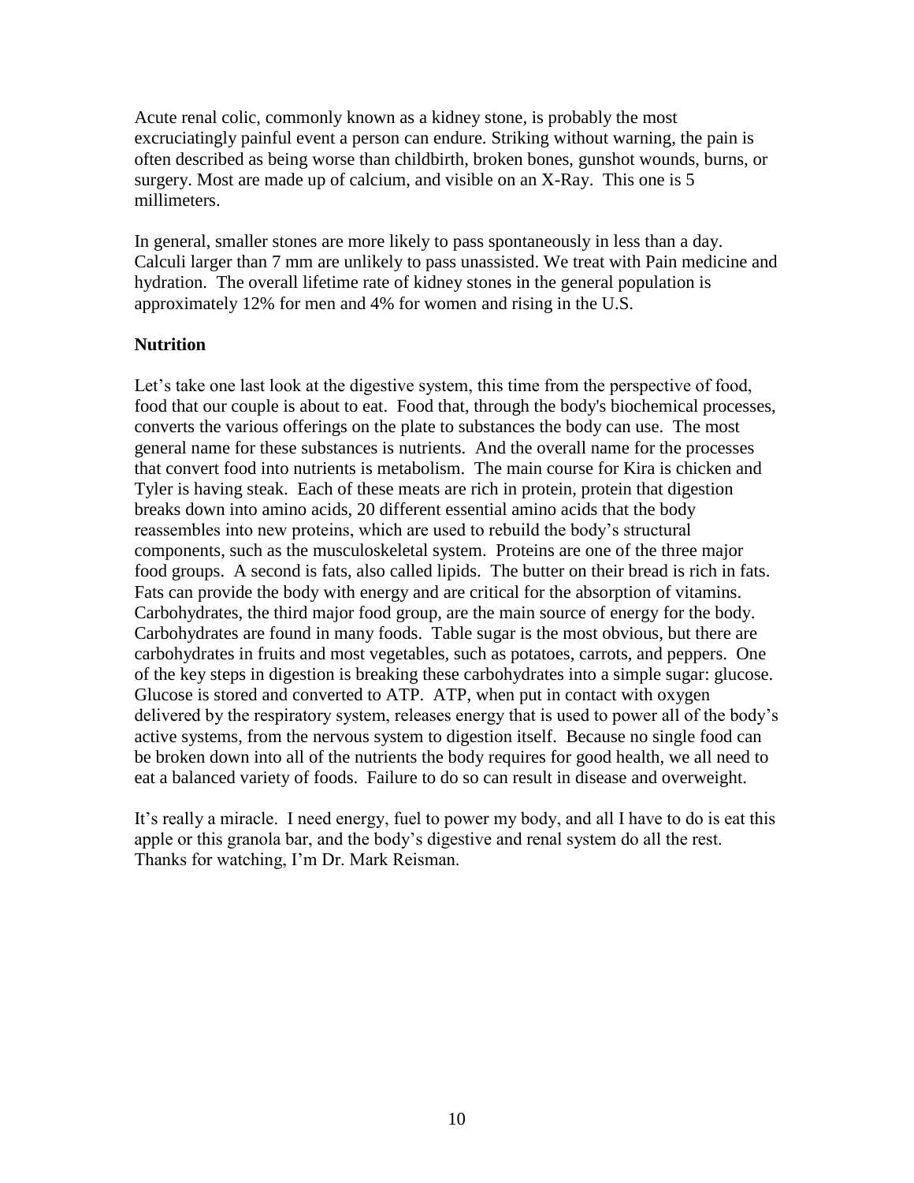Acute renal colic, commonly known as a kidney stone, is probably the most excruciatingly painful event a person can endure. Striking without warning, the pain is often described as being worse than childbirth, broken bones, gunshot wounds, burns, or surgery. Most are made up of calcium, and visible on an X-Ray. This one is 5 millimeters.

In general, smaller stones are more likely to pass spontaneously in less than a day. Calculi larger than 7 mm are unlikely to pass unassisted. We treat with Pain medicine and hydration. The overall lifetime rate of kidney stones in the general population is approximately 12% for men and 4% for women and rising in the U.S.

**Nutrition**

Let's take one last look at the digestive system, this time from the perspective of food, food that our couple is about to eat. Food that, through the body's biochemical processes, converts the various offerings on the plate to substances the body can use. The most general name for these substances is nutrients. And the overall name for the processes that convert food into nutrients is metabolism. The main course for Kira is chicken and Tyler is having steak. Each of these meats are rich in protein, protein that digestion breaks down into amino acids, 20 different essential amino acids that the body reassembles into new proteins, which are used to rebuild the body's structural components, such as the musculoskeletal system. Proteins are one of the three major food groups. A second is fats, also called lipids. The butter on their bread is rich in fats. Fats can provide the body with energy and are critical for the absorption of vitamins. Carbohydrates, the third major food group, are the main source of energy for the body. Carbohydrates are found in many foods. Table sugar is the most obvious, but there are carbohydrates in fruits and most vegetables, such as potatoes, carrots, and peppers. One of the key steps in digestion is breaking these carbohydrates into a simple sugar: glucose. Glucose is stored and converted to ATP. ATP, when put in contact with oxygen delivered by the respiratory system, releases energy that is used to power all of the body's active systems, from the nervous system to digestion itself. Because no single food can be broken down into all of the nutrients the body requires for good health, we all need to eat a balanced variety of foods. Failure to do so can result in disease and overweight.

It's really a miracle. I need energy, fuel to power my body, and all I have to do is eat this apple or this granola bar, and the body's digestive and renal system do all the rest. Thanks for watching, I'm Dr. Mark Reisman.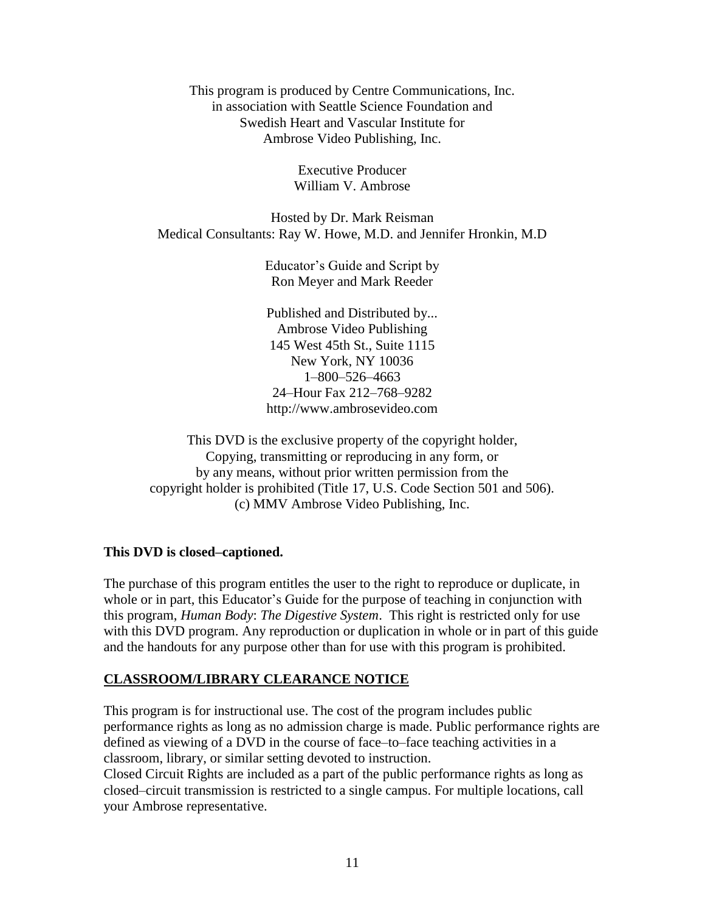This program is produced by Centre Communications, Inc.
in association with Seattle Science Foundation and
Swedish Heart and Vascular Institute for
Ambrose Video Publishing, Inc.

Executive Producer
William V. Ambrose

Hosted by Dr. Mark Reisman
Medical Consultants: Ray W. Howe, M.D. and Jennifer Hronkin, M.D

Educator's Guide and Script by
Ron Meyer and Mark Reeder

Published and Distributed by...
Ambrose Video Publishing
145 West 45th St., Suite 1115
New York, NY 10036
1–800–526–4663
24–Hour Fax 212–768–9282
http://www.ambrosevideo.com

This DVD is the exclusive property of the copyright holder,
Copying, transmitting or reproducing in any form, or
by any means, without prior written permission from the
copyright holder is prohibited (Title 17, U.S. Code Section 501 and 506).
(c) MMV Ambrose Video Publishing, Inc.

**This DVD is closed–captioned.**

The purchase of this program entitles the user to the right to reproduce or duplicate, in whole or in part, this Educator's Guide for the purpose of teaching in conjunction with this program, *Human Body*: *The Digestive System*. This right is restricted only for use with this DVD program. Any reproduction or duplication in whole or in part of this guide and the handouts for any purpose other than for use with this program is prohibited.

## CLASSROOM/LIBRARY CLEARANCE NOTICE

This program is for instructional use. The cost of the program includes public performance rights as long as no admission charge is made. Public performance rights are defined as viewing of a DVD in the course of face–to–face teaching activities in a classroom, library, or similar setting devoted to instruction.
Closed Circuit Rights are included as a part of the public performance rights as long as closed–circuit transmission is restricted to a single campus. For multiple locations, call your Ambrose representative.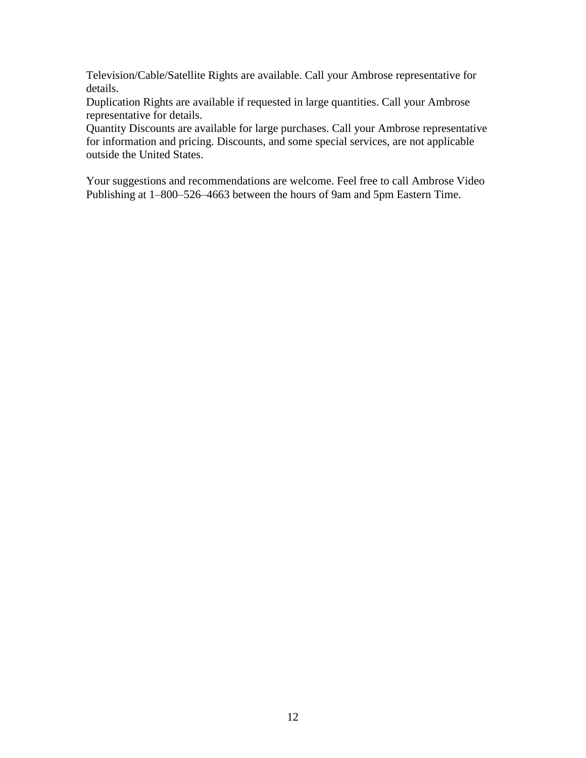Television/Cable/Satellite Rights are available. Call your Ambrose representative for details.
Duplication Rights are available if requested in large quantities. Call your Ambrose representative for details.
Quantity Discounts are available for large purchases. Call your Ambrose representative for information and pricing. Discounts, and some special services, are not applicable outside the United States.

Your suggestions and recommendations are welcome. Feel free to call Ambrose Video Publishing at 1–800–526–4663 between the hours of 9am and 5pm Eastern Time.